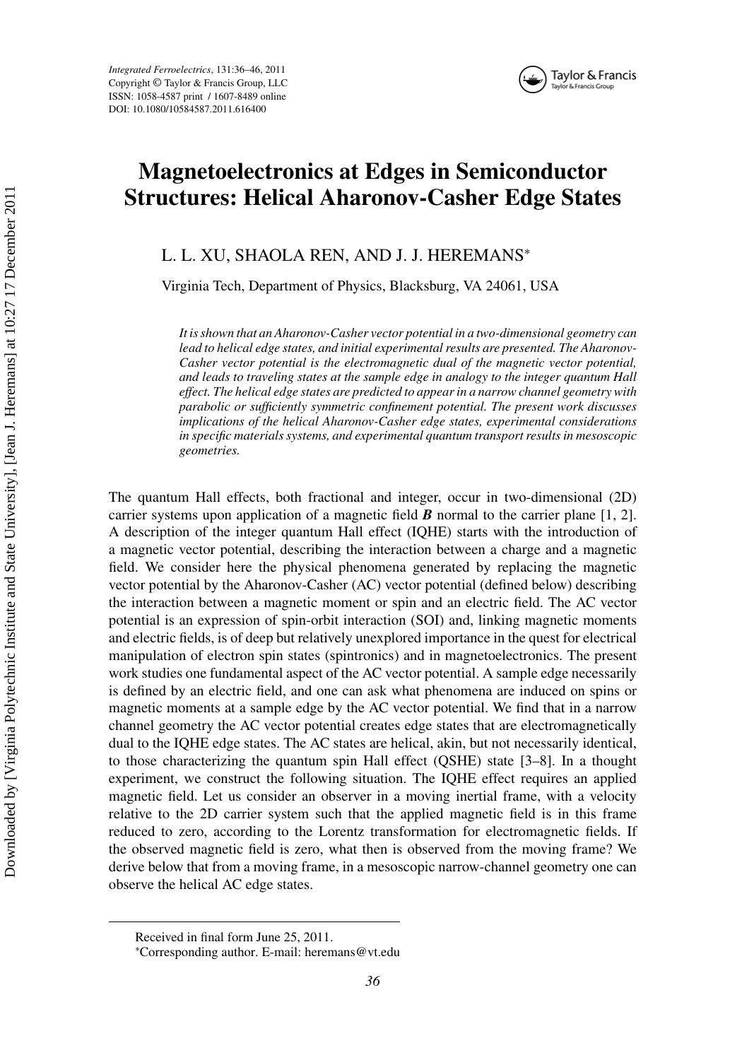# Magnetoelectronics at Edges in Semiconductor Structures: Helical Aharonov-Casher Edge States

L. L. XU, SHAOLA REN, AND J. J. HEREMANS*

Virginia Tech, Department of Physics, Blacksburg, VA 24061, USA

*It is shown that an Aharonov-Casher vector potential in a two-dimensional geometry can lead to helical edge states, and initial experimental results are presented. The Aharonov-Casher vector potential is the electromagnetic dual of the magnetic vector potential, and leads to traveling states at the sample edge in analogy to the integer quantum Hall effect. The helical edge states are predicted to appear in a narrow channel geometry with parabolic or sufficiently symmetric confinement potential. The present work discusses implications of the helical Aharonov-Casher edge states, experimental considerations in specific materials systems, and experimental quantum transport results in mesoscopic geometries.*

The quantum Hall effects, both fractional and integer, occur in two-dimensional (2D) carrier systems upon application of a magnetic field $\boldsymbol{B}$ normal to the carrier plane [1, 2]. A description of the integer quantum Hall effect (IQHE) starts with the introduction of a magnetic vector potential, describing the interaction between a charge and a magnetic field. We consider here the physical phenomena generated by replacing the magnetic vector potential by the Aharonov-Casher (AC) vector potential (defined below) describing the interaction between a magnetic moment or spin and an electric field. The AC vector potential is an expression of spin-orbit interaction (SOI) and, linking magnetic moments and electric fields, is of deep but relatively unexplored importance in the quest for electrical manipulation of electron spin states (spintronics) and in magnetoelectronics. The present work studies one fundamental aspect of the AC vector potential. A sample edge necessarily is defined by an electric field, and one can ask what phenomena are induced on spins or magnetic moments at a sample edge by the AC vector potential. We find that in a narrow channel geometry the AC vector potential creates edge states that are electromagnetically dual to the IQHE edge states. The AC states are helical, akin, but not necessarily identical, to those characterizing the quantum spin Hall effect (QSHE) state [3–8]. In a thought experiment, we construct the following situation. The IQHE effect requires an applied magnetic field. Let us consider an observer in a moving inertial frame, with a velocity relative to the 2D carrier system such that the applied magnetic field is in this frame reduced to zero, according to the Lorentz transformation for electromagnetic fields. If the observed magnetic field is zero, what then is observed from the moving frame? We derive below that from a moving frame, in a mesoscopic narrow-channel geometry one can observe the helical AC edge states.

Received in final form June 25, 2011.

*Corresponding author. E-mail: heremans@vt.edu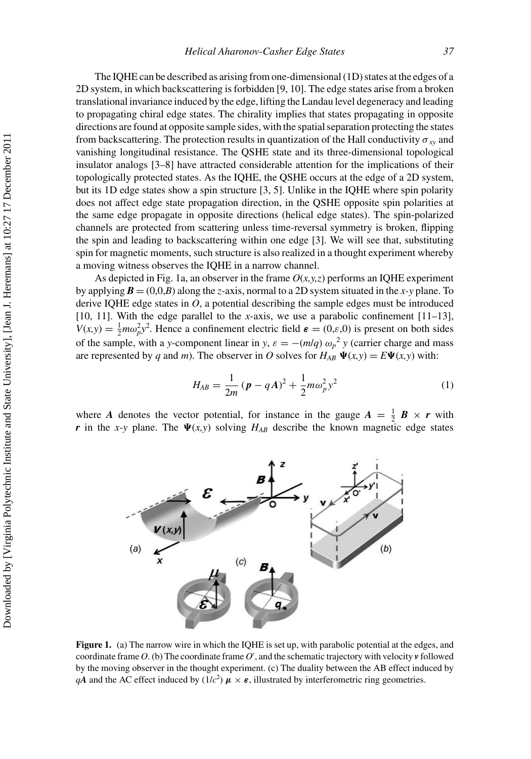The IQHE can be described as arising from one-dimensional (1D) states at the edges of a 2D system, in which backscattering is forbidden [9, 10]. The edge states arise from a broken translational invariance induced by the edge, lifting the Landau level degeneracy and leading to propagating chiral edge states. The chirality implies that states propagating in opposite directions are found at opposite sample sides, with the spatial separation protecting the states from backscattering. The protection results in quantization of the Hall conductivity $\sigma_{xy}$ and vanishing longitudinal resistance. The QSHE state and its three-dimensional topological insulator analogs [3–8] have attracted considerable attention for the implications of their topologically protected states. As the IQHE, the QSHE occurs at the edge of a 2D system, but its 1D edge states show a spin structure [3, 5]. Unlike in the IQHE where spin polarity does not affect edge state propagation direction, in the QSHE opposite spin polarities at the same edge propagate in opposite directions (helical edge states). The spin-polarized channels are protected from scattering unless time-reversal symmetry is broken, flipping the spin and leading to backscattering within one edge [3]. We will see that, substituting spin for magnetic moments, such structure is also realized in a thought experiment whereby a moving witness observes the IQHE in a narrow channel.

As depicted in Fig. 1a, an observer in the frame $O(x,y,z)$ performs an IQHE experiment by applying $\boldsymbol{B} = (0,0,B)$ along the $z$-axis, normal to a 2D system situated in the $x$-$y$ plane. To derive IQHE edge states in $O$, a potential describing the sample edges must be introduced [10, 11]. With the edge parallel to the $x$-axis, we use a parabolic confinement [11–13], $V(x,y) = \frac{1}{2}m\omega_p^2 y^2$. Hence a confinement electric field $\boldsymbol{\varepsilon} = (0,\varepsilon,0)$ is present on both sides of the sample, with a $y$-component linear in $y$, $\varepsilon = -(m/q)\,\omega_p{}^2\,y$ (carrier charge and mass are represented by $q$ and $m$). The observer in $O$ solves for $H_{AB}\,\boldsymbol{\Psi}(x,y) = E\boldsymbol{\Psi}(x,y)$ with:

$$H_{AB} = \frac{1}{2m}\left(\boldsymbol{p} - q\boldsymbol{A}\right)^2 + \frac{1}{2}m\omega_p^2 y^2 \tag{1}$$

where $\boldsymbol{A}$ denotes the vector potential, for instance in the gauge $\boldsymbol{A} = \frac{1}{2}\,\boldsymbol{B} \times \boldsymbol{r}$ with $\boldsymbol{r}$ in the $x$-$y$ plane. The $\boldsymbol{\Psi}(x,y)$ solving $H_{AB}$ describe the known magnetic edge states

**Figure 1.** (a) The narrow wire in which the IQHE is set up, with parabolic potential at the edges, and coordinate frame $O$. (b) The coordinate frame $O'$, and the schematic trajectory with velocity $\boldsymbol{v}$ followed by the moving observer in the thought experiment. (c) The duality between the AB effect induced by $q\boldsymbol{A}$ and the AC effect induced by $(1/c^2)\,\boldsymbol{\mu} \times \boldsymbol{\varepsilon}$, illustrated by interferometric ring geometries.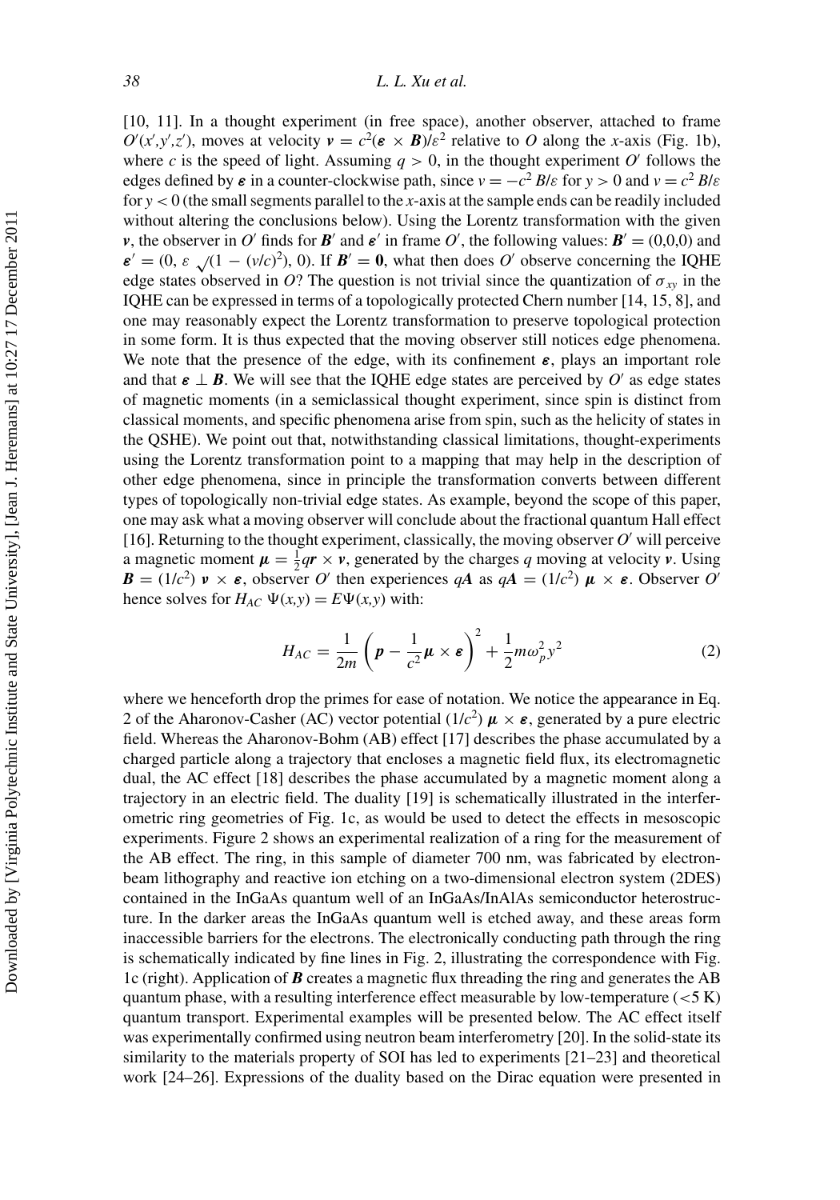[10, 11]. In a thought experiment (in free space), another observer, attached to frame $O'(x',y',z')$, moves at velocity $\boldsymbol{v} = c^2(\boldsymbol{\varepsilon} \times \boldsymbol{B})/\varepsilon^2$ relative to $O$ along the $x$-axis (Fig. 1b), where $c$ is the speed of light. Assuming $q > 0$, in the thought experiment $O'$ follows the edges defined by $\boldsymbol{\varepsilon}$ in a counter-clockwise path, since $v = -c^2 B/\varepsilon$ for $y > 0$ and $v = c^2 B/\varepsilon$ for $y < 0$ (the small segments parallel to the $x$-axis at the sample ends can be readily included without altering the conclusions below). Using the Lorentz transformation with the given $\boldsymbol{v}$, the observer in $O'$ finds for $\boldsymbol{B}'$ and $\boldsymbol{\varepsilon}'$ in frame $O'$, the following values: $\boldsymbol{B}' = (0,0,0)$ and $\boldsymbol{\varepsilon}' = (0, \varepsilon\sqrt{(1-(v/c)^2)}, 0)$. If $\boldsymbol{B}' = \boldsymbol{0}$, what then does $O'$ observe concerning the IQHE edge states observed in $O$? The question is not trivial since the quantization of $\sigma_{xy}$ in the IQHE can be expressed in terms of a topologically protected Chern number [14, 15, 8], and one may reasonably expect the Lorentz transformation to preserve topological protection in some form. It is thus expected that the moving observer still notices edge phenomena. We note that the presence of the edge, with its confinement $\boldsymbol{\varepsilon}$, plays an important role and that $\boldsymbol{\varepsilon} \perp \boldsymbol{B}$. We will see that the IQHE edge states are perceived by $O'$ as edge states of magnetic moments (in a semiclassical thought experiment, since spin is distinct from classical moments, and specific phenomena arise from spin, such as the helicity of states in the QSHE). We point out that, notwithstanding classical limitations, thought-experiments using the Lorentz transformation point to a mapping that may help in the description of other edge phenomena, since in principle the transformation converts between different types of topologically non-trivial edge states. As example, beyond the scope of this paper, one may ask what a moving observer will conclude about the fractional quantum Hall effect [16]. Returning to the thought experiment, classically, the moving observer $O'$ will perceive a magnetic moment $\boldsymbol{\mu} = \frac{1}{2}q\boldsymbol{r} \times \boldsymbol{v}$, generated by the charges $q$ moving at velocity $\boldsymbol{v}$. Using $\boldsymbol{B} = (1/c^2)\, \boldsymbol{v} \times \boldsymbol{\varepsilon}$, observer $O'$ then experiences $q\boldsymbol{A}$ as $q\boldsymbol{A} = (1/c^2)\, \boldsymbol{\mu} \times \boldsymbol{\varepsilon}$. Observer $O'$ hence solves for $H_{AC}\, \Psi(x,y) = E\Psi(x,y)$ with:

$$H_{AC} = \frac{1}{2m}\left(\boldsymbol{p} - \frac{1}{c^2}\boldsymbol{\mu} \times \boldsymbol{\varepsilon}\right)^2 + \frac{1}{2}m\omega_p^2 y^2 \tag{2}$$

where we henceforth drop the primes for ease of notation. We notice the appearance in Eq. 2 of the Aharonov-Casher (AC) vector potential $(1/c^2)\, \boldsymbol{\mu} \times \boldsymbol{\varepsilon}$, generated by a pure electric field. Whereas the Aharonov-Bohm (AB) effect [17] describes the phase accumulated by a charged particle along a trajectory that encloses a magnetic field flux, its electromagnetic dual, the AC effect [18] describes the phase accumulated by a magnetic moment along a trajectory in an electric field. The duality [19] is schematically illustrated in the interferometric ring geometries of Fig. 1c, as would be used to detect the effects in mesoscopic experiments. Figure 2 shows an experimental realization of a ring for the measurement of the AB effect. The ring, in this sample of diameter 700 nm, was fabricated by electron-beam lithography and reactive ion etching on a two-dimensional electron system (2DES) contained in the InGaAs quantum well of an InGaAs/InAlAs semiconductor heterostructure. In the darker areas the InGaAs quantum well is etched away, and these areas form inaccessible barriers for the electrons. The electronically conducting path through the ring is schematically indicated by fine lines in Fig. 2, illustrating the correspondence with Fig. 1c (right). Application of $\boldsymbol{B}$ creates a magnetic flux threading the ring and generates the AB quantum phase, with a resulting interference effect measurable by low-temperature ($<5$ K) quantum transport. Experimental examples will be presented below. The AC effect itself was experimentally confirmed using neutron beam interferometry [20]. In the solid-state its similarity to the materials property of SOI has led to experiments [21–23] and theoretical work [24–26]. Expressions of the duality based on the Dirac equation were presented in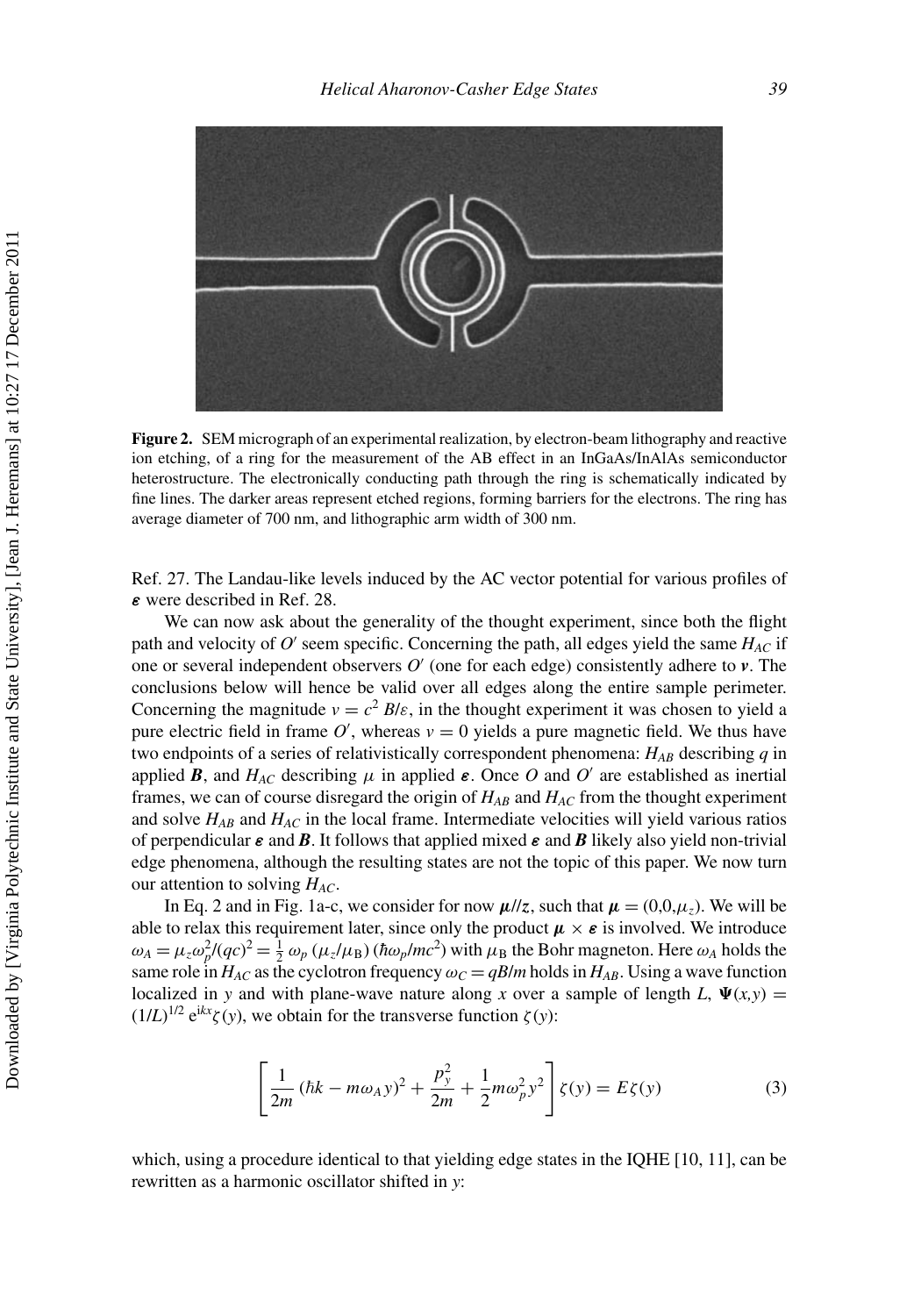**Figure 2.** SEM micrograph of an experimental realization, by electron-beam lithography and reactive ion etching, of a ring for the measurement of the AB effect in an InGaAs/InAlAs semiconductor heterostructure. The electronically conducting path through the ring is schematically indicated by fine lines. The darker areas represent etched regions, forming barriers for the electrons. The ring has average diameter of 700 nm, and lithographic arm width of 300 nm.

Ref. 27. The Landau-like levels induced by the AC vector potential for various profiles of $\boldsymbol{\varepsilon}$ were described in Ref. 28.

We can now ask about the generality of the thought experiment, since both the flight path and velocity of $O'$ seem specific. Concerning the path, all edges yield the same $H_{AC}$ if one or several independent observers $O'$ (one for each edge) consistently adhere to $\boldsymbol{v}$. The conclusions below will hence be valid over all edges along the entire sample perimeter. Concerning the magnitude $v = c^2 B/\varepsilon$, in the thought experiment it was chosen to yield a pure electric field in frame $O'$, whereas $v = 0$ yields a pure magnetic field. We thus have two endpoints of a series of relativistically correspondent phenomena: $H_{AB}$ describing $q$ in applied $\boldsymbol{B}$, and $H_{AC}$ describing $\mu$ in applied $\boldsymbol{\varepsilon}$. Once $O$ and $O'$ are established as inertial frames, we can of course disregard the origin of $H_{AB}$ and $H_{AC}$ from the thought experiment and solve $H_{AB}$ and $H_{AC}$ in the local frame. Intermediate velocities will yield various ratios of perpendicular $\boldsymbol{\varepsilon}$ and $\boldsymbol{B}$. It follows that applied mixed $\boldsymbol{\varepsilon}$ and $\boldsymbol{B}$ likely also yield non-trivial edge phenomena, although the resulting states are not the topic of this paper. We now turn our attention to solving $H_{AC}$.

In Eq. 2 and in Fig. 1a-c, we consider for now $\boldsymbol{\mu}/\!/\boldsymbol{z}$, such that $\boldsymbol{\mu} = (0,0,\mu_z)$. We will be able to relax this requirement later, since only the product $\boldsymbol{\mu} \times \boldsymbol{\varepsilon}$ is involved. We introduce $\omega_A = \mu_z \omega_p^2/(qc)^2 = \frac{1}{2}\,\omega_p\,(\mu_z/\mu_B)\,(\hbar\omega_p/mc^2)$ with $\mu_B$ the Bohr magneton. Here $\omega_A$ holds the same role in $H_{AC}$ as the cyclotron frequency $\omega_C = qB/m$ holds in $H_{AB}$. Using a wave function localized in $y$ and with plane-wave nature along $x$ over a sample of length $L$, $\boldsymbol{\Psi}(x,y) = (1/L)^{1/2}\,e^{ikx}\zeta(y)$, we obtain for the transverse function $\zeta(y)$:

$$\left[\frac{1}{2m}\,(\hbar k - m\omega_A y)^2 + \frac{p_y^2}{2m} + \frac{1}{2}m\omega_p^2 y^2\right]\zeta(y) = E\zeta(y) \tag{3}$$

which, using a procedure identical to that yielding edge states in the IQHE [10, 11], can be rewritten as a harmonic oscillator shifted in $y$: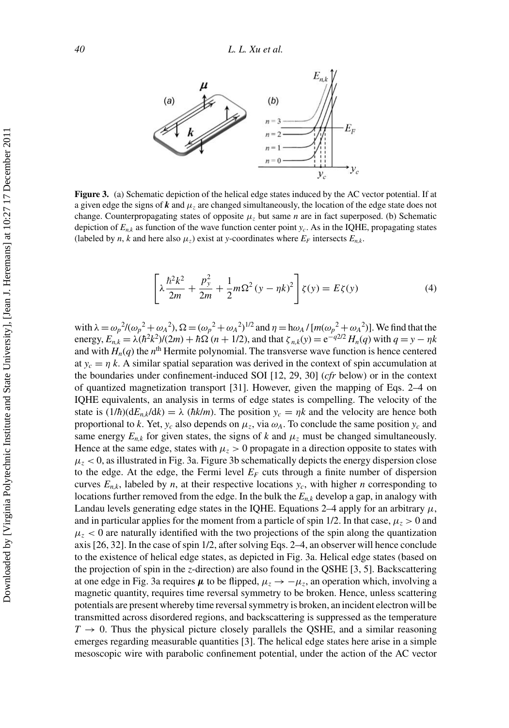**Figure 3.** (a) Schematic depiction of the helical edge states induced by the AC vector potential. If at a given edge the signs of $\boldsymbol{k}$ and $\mu_z$ are changed simultaneously, the location of the edge state does not change. Counterpropagating states of opposite $\mu_z$ but same $n$ are in fact superposed. (b) Schematic depiction of $E_{n,k}$ as function of the wave function center point $y_c$. As in the IQHE, propagating states (labeled by $n$, $k$ and here also $\mu_z$) exist at $y$-coordinates where $E_F$ intersects $E_{n,k}$.

$$\left[\lambda\frac{\hbar^2k^2}{2m} + \frac{p_y^2}{2m} + \frac{1}{2}m\Omega^2\left(y - \eta k\right)^2\right]\zeta(y) = E\zeta(y) \tag{4}$$

with $\lambda = \omega_p{}^2/(\omega_p{}^2 + \omega_A{}^2)$, $\Omega = (\omega_p{}^2 + \omega_A{}^2)^{1/2}$ and $\eta = \mathrm{h}\omega_A / [m(\omega_p{}^2 + \omega_A{}^2)]$. We find that the energy, $E_{n,k} = \lambda(\hbar^2k^2)/(2m) + \hbar\Omega\,(n + 1/2)$, and that $\zeta_{n,k}(y) = \mathrm{e}^{-q2/2}\,H_n(q)$ with $q = y - \eta k$ and with $H_n(q)$ the $n^{\mathrm{th}}$ Hermite polynomial. The transverse wave function is hence centered at $y_c = \eta\, k$. A similar spatial separation was derived in the context of spin accumulation at the boundaries under confinement-induced SOI [12, 29, 30] (*cfr* below) or in the context of quantized magnetization transport [31]. However, given the mapping of Eqs. 2–4 on IQHE equivalents, an analysis in terms of edge states is compelling. The velocity of the state is $(1/\hbar)(\mathrm{d}E_{n,k}/\mathrm{d}k) = \lambda\ (\hbar k/m)$. The position $y_c = \eta k$ and the velocity are hence both proportional to $k$. Yet, $y_c$ also depends on $\mu_z$, via $\omega_A$. To conclude the same position $y_c$ and same energy $E_{n,k}$ for given states, the signs of $k$ and $\mu_z$ must be changed simultaneously. Hence at the same edge, states with $\mu_z > 0$ propagate in a direction opposite to states with $\mu_z < 0$, as illustrated in Fig. 3a. Figure 3b schematically depicts the energy dispersion close to the edge. At the edge, the Fermi level $E_F$ cuts through a finite number of dispersion curves $E_{n,k}$, labeled by $n$, at their respective locations $y_c$, with higher $n$ corresponding to locations further removed from the edge. In the bulk the $E_{n,k}$ develop a gap, in analogy with Landau levels generating edge states in the IQHE. Equations 2–4 apply for an arbitrary $\mu$, and in particular applies for the moment from a particle of spin 1/2. In that case, $\mu_z > 0$ and $\mu_z < 0$ are naturally identified with the two projections of the spin along the quantization axis [26, 32]. In the case of spin 1/2, after solving Eqs. 2–4, an observer will hence conclude to the existence of helical edge states, as depicted in Fig. 3a. Helical edge states (based on the projection of spin in the $z$-direction) are also found in the QSHE [3, 5]. Backscattering at one edge in Fig. 3a requires $\boldsymbol{\mu}$ to be flipped, $\mu_z \rightarrow -\mu_z$, an operation which, involving a magnetic quantity, requires time reversal symmetry to be broken. Hence, unless scattering potentials are present whereby time reversal symmetry is broken, an incident electron will be transmitted across disordered regions, and backscattering is suppressed as the temperature $T \rightarrow 0$. Thus the physical picture closely parallels the QSHE, and a similar reasoning emerges regarding measurable quantities [3]. The helical edge states here arise in a simple mesoscopic wire with parabolic confinement potential, under the action of the AC vector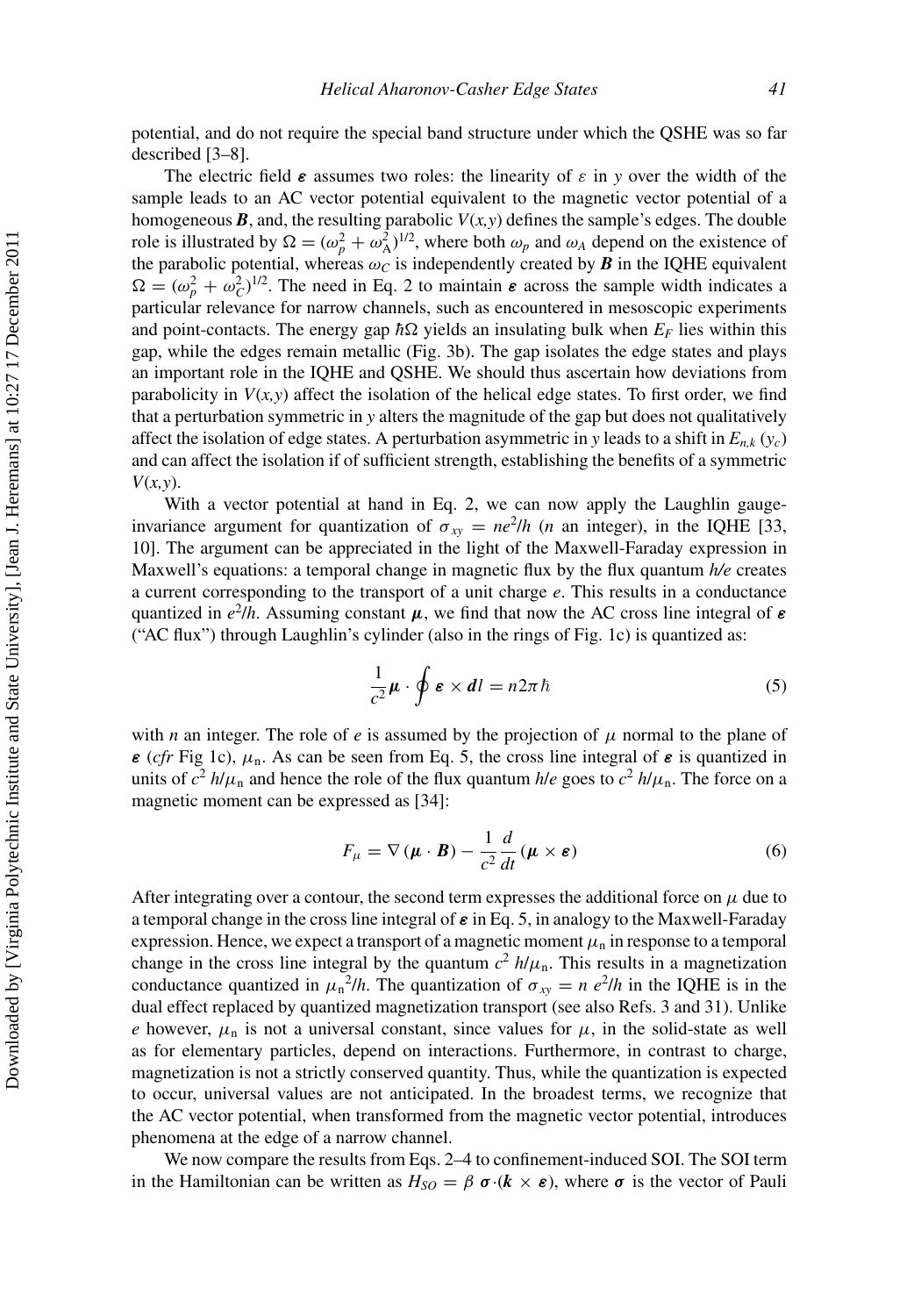potential, and do not require the special band structure under which the QSHE was so far described [3–8].

The electric field $\boldsymbol{\varepsilon}$ assumes two roles: the linearity of $\varepsilon$ in $y$ over the width of the sample leads to an AC vector potential equivalent to the magnetic vector potential of a homogeneous $\boldsymbol{B}$, and, the resulting parabolic $V(x,y)$ defines the sample's edges. The double role is illustrated by $\Omega = (\omega_p^2 + \omega_A^2)^{1/2}$, where both $\omega_p$ and $\omega_A$ depend on the existence of the parabolic potential, whereas $\omega_C$ is independently created by $\boldsymbol{B}$ in the IQHE equivalent $\Omega = (\omega_p^2 + \omega_C^2)^{1/2}$. The need in Eq. 2 to maintain $\boldsymbol{\varepsilon}$ across the sample width indicates a particular relevance for narrow channels, such as encountered in mesoscopic experiments and point-contacts. The energy gap $\hbar\Omega$ yields an insulating bulk when $E_F$ lies within this gap, while the edges remain metallic (Fig. 3b). The gap isolates the edge states and plays an important role in the IQHE and QSHE. We should thus ascertain how deviations from parabolicity in $V(x,y)$ affect the isolation of the helical edge states. To first order, we find that a perturbation symmetric in $y$ alters the magnitude of the gap but does not qualitatively affect the isolation of edge states. A perturbation asymmetric in $y$ leads to a shift in $E_{n,k}$ $(y_c)$ and can affect the isolation if of sufficient strength, establishing the benefits of a symmetric $V(x,y)$.

With a vector potential at hand in Eq. 2, we can now apply the Laughlin gauge-invariance argument for quantization of $\sigma_{xy} = ne^2/h$ ($n$ an integer), in the IQHE [33, 10]. The argument can be appreciated in the light of the Maxwell-Faraday expression in Maxwell's equations: a temporal change in magnetic flux by the flux quantum $h/e$ creates a current corresponding to the transport of a unit charge $e$. This results in a conductance quantized in $e^2/h$. Assuming constant $\boldsymbol{\mu}$, we find that now the AC cross line integral of $\boldsymbol{\varepsilon}$ ("AC flux") through Laughlin's cylinder (also in the rings of Fig. 1c) is quantized as:

$$\frac{1}{c^2}\boldsymbol{\mu} \cdot \oint \boldsymbol{\varepsilon} \times \boldsymbol{dl} = n2\pi\hbar \tag{5}$$

with $n$ an integer. The role of $e$ is assumed by the projection of $\mu$ normal to the plane of $\boldsymbol{\varepsilon}$ (*cfr* Fig 1c), $\mu_n$. As can be seen from Eq. 5, the cross line integral of $\boldsymbol{\varepsilon}$ is quantized in units of $c^2\, h/\mu_n$ and hence the role of the flux quantum $h/e$ goes to $c^2\, h/\mu_n$. The force on a magnetic moment can be expressed as [34]:

$$F_\mu = \nabla(\boldsymbol{\mu} \cdot \boldsymbol{B}) - \frac{1}{c^2}\frac{d}{dt}(\boldsymbol{\mu} \times \boldsymbol{\varepsilon}) \tag{6}$$

After integrating over a contour, the second term expresses the additional force on $\mu$ due to a temporal change in the cross line integral of $\boldsymbol{\varepsilon}$ in Eq. 5, in analogy to the Maxwell-Faraday expression. Hence, we expect a transport of a magnetic moment $\mu_n$ in response to a temporal change in the cross line integral by the quantum $c^2\, h/\mu_n$. This results in a magnetization conductance quantized in $\mu_n{}^2/h$. The quantization of $\sigma_{xy} = n\, e^2/h$ in the IQHE is in the dual effect replaced by quantized magnetization transport (see also Refs. 3 and 31). Unlike $e$ however, $\mu_n$ is not a universal constant, since values for $\mu$, in the solid-state as well as for elementary particles, depend on interactions. Furthermore, in contrast to charge, magnetization is not a strictly conserved quantity. Thus, while the quantization is expected to occur, universal values are not anticipated. In the broadest terms, we recognize that the AC vector potential, when transformed from the magnetic vector potential, introduces phenomena at the edge of a narrow channel.

We now compare the results from Eqs. 2–4 to confinement-induced SOI. The SOI term in the Hamiltonian can be written as $H_{SO} = \beta\, \boldsymbol{\sigma} \cdot (\boldsymbol{k} \times \boldsymbol{\varepsilon})$, where $\boldsymbol{\sigma}$ is the vector of Pauli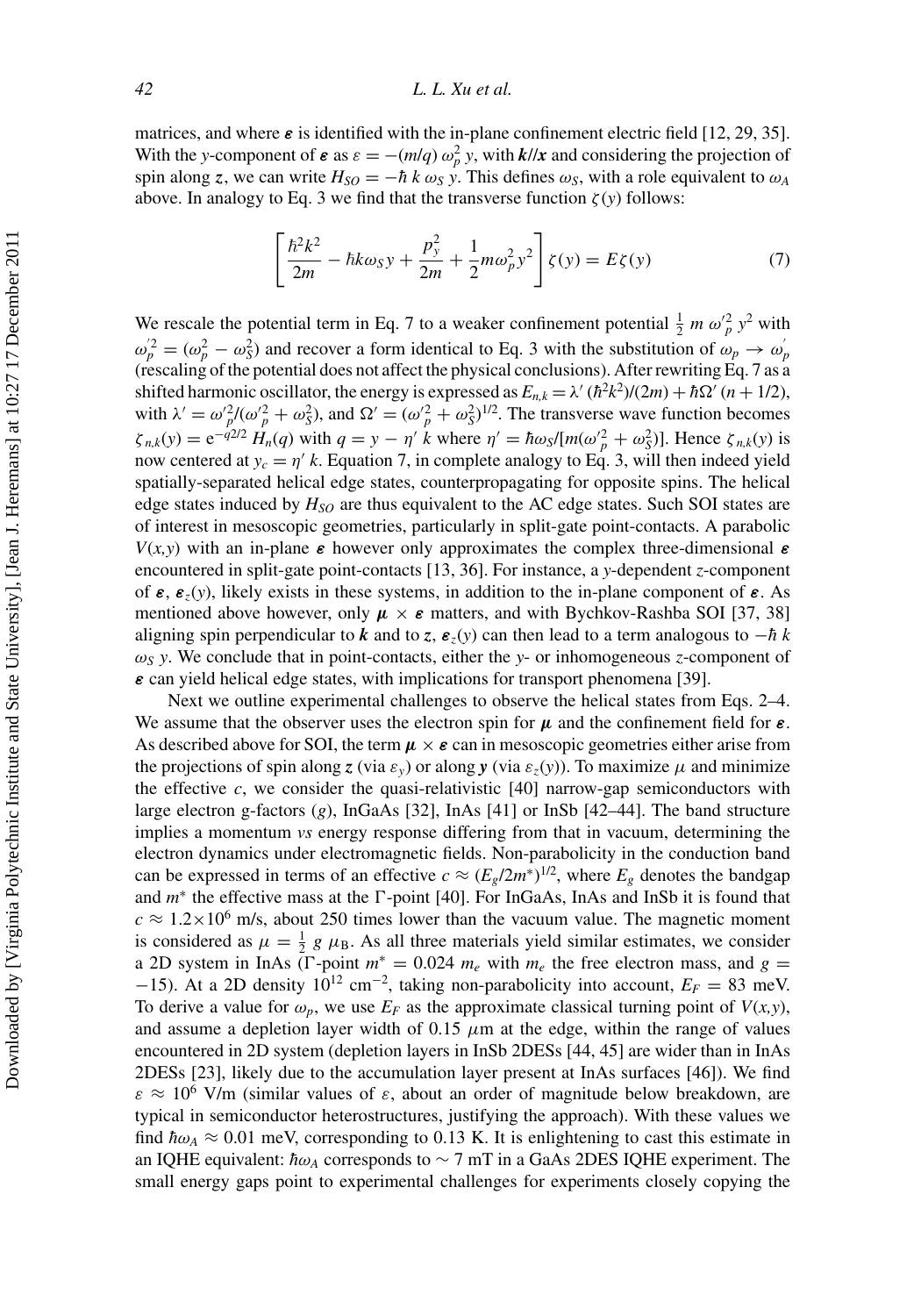matrices, and where $\boldsymbol{\varepsilon}$ is identified with the in-plane confinement electric field [12, 29, 35]. With the $y$-component of $\boldsymbol{\varepsilon}$ as $\varepsilon = -(m/q)\,\omega_p^2\, y$, with $\boldsymbol{k}/\!/\boldsymbol{x}$ and considering the projection of spin along $\boldsymbol{z}$, we can write $H_{SO} = -\hbar\, k\, \omega_S\, y$. This defines $\omega_S$, with a role equivalent to $\omega_A$ above. In analogy to Eq. 3 we find that the transverse function $\zeta(y)$ follows:

$$\left[\frac{\hbar^2 k^2}{2m} - \hbar k \omega_S y + \frac{p_y^2}{2m} + \frac{1}{2} m \omega_p^2 y^2\right] \zeta(y) = E\zeta(y) \tag{7}$$

We rescale the potential term in Eq. 7 to a weaker confinement potential $\frac{1}{2}\, m\, \omega_p'^2\, y^2$ with $\omega_p'^2 = (\omega_p^2 - \omega_S^2)$ and recover a form identical to Eq. 3 with the substitution of $\omega_p \to \omega_p'$ (rescaling of the potential does not affect the physical conclusions). After rewriting Eq. 7 as a shifted harmonic oscillator, the energy is expressed as $E_{n,k} = \lambda'\,(\hbar^2 k^2)/(2m) + \hbar\Omega'\,(n + 1/2)$, with $\lambda' = \omega_p'^2/(\omega_p'^2 + \omega_S^2)$, and $\Omega' = (\omega_p'^2 + \omega_S^2)^{1/2}$. The transverse wave function becomes $\zeta_{n,k}(y) = \mathrm{e}^{-q^2/2}\, H_n(q)$ with $q = y - \eta'\, k$ where $\eta' = \hbar\omega_S/[m(\omega_p'^2 + \omega_S^2)]$. Hence $\zeta_{n,k}(y)$ is now centered at $y_c = \eta'\, k$. Equation 7, in complete analogy to Eq. 3, will then indeed yield spatially-separated helical edge states, counterpropagating for opposite spins. The helical edge states induced by $H_{SO}$ are thus equivalent to the AC edge states. Such SOI states are of interest in mesoscopic geometries, particularly in split-gate point-contacts. A parabolic $V(x,y)$ with an in-plane $\boldsymbol{\varepsilon}$ however only approximates the complex three-dimensional $\boldsymbol{\varepsilon}$ encountered in split-gate point-contacts [13, 36]. For instance, a $y$-dependent $z$-component of $\boldsymbol{\varepsilon}$, $\boldsymbol{\varepsilon}_z(y)$, likely exists in these systems, in addition to the in-plane component of $\boldsymbol{\varepsilon}$. As mentioned above however, only $\boldsymbol{\mu} \times \boldsymbol{\varepsilon}$ matters, and with Bychkov-Rashba SOI [37, 38] aligning spin perpendicular to $\boldsymbol{k}$ and to $\boldsymbol{z}$, $\boldsymbol{\varepsilon}_z(y)$ can then lead to a term analogous to $-\hbar\, k\, \omega_S\, y$. We conclude that in point-contacts, either the $y$- or inhomogeneous $z$-component of $\boldsymbol{\varepsilon}$ can yield helical edge states, with implications for transport phenomena [39].

Next we outline experimental challenges to observe the helical states from Eqs. 2–4. We assume that the observer uses the electron spin for $\boldsymbol{\mu}$ and the confinement field for $\boldsymbol{\varepsilon}$. As described above for SOI, the term $\boldsymbol{\mu} \times \boldsymbol{\varepsilon}$ can in mesoscopic geometries either arise from the projections of spin along $\boldsymbol{z}$ (via $\varepsilon_y$) or along $\boldsymbol{y}$ (via $\varepsilon_z(y)$). To maximize $\mu$ and minimize the effective $c$, we consider the quasi-relativistic [40] narrow-gap semiconductors with large electron g-factors ($g$), InGaAs [32], InAs [41] or InSb [42–44]. The band structure implies a momentum *vs* energy response differing from that in vacuum, determining the electron dynamics under electromagnetic fields. Non-parabolicity in the conduction band can be expressed in terms of an effective $c \approx (E_g/2m^*)^{1/2}$, where $E_g$ denotes the bandgap and $m^*$ the effective mass at the $\Gamma$-point [40]. For InGaAs, InAs and InSb it is found that $c \approx 1.2\times10^6$ m/s, about 250 times lower than the vacuum value. The magnetic moment is considered as $\mu = \frac{1}{2}\, g\, \mu_\mathrm{B}$. As all three materials yield similar estimates, we consider a 2D system in InAs ($\Gamma$-point $m^* = 0.024\, m_e$ with $m_e$ the free electron mass, and $g = -15$). At a 2D density $10^{12}$ cm$^{-2}$, taking non-parabolicity into account, $E_F = 83$ meV. To derive a value for $\omega_p$, we use $E_F$ as the approximate classical turning point of $V(x,y)$, and assume a depletion layer width of 0.15 $\mu$m at the edge, within the range of values encountered in 2D system (depletion layers in InSb 2DESs [44, 45] are wider than in InAs 2DESs [23], likely due to the accumulation layer present at InAs surfaces [46]). We find $\varepsilon \approx 10^6$ V/m (similar values of $\varepsilon$, about an order of magnitude below breakdown, are typical in semiconductor heterostructures, justifying the approach). With these values we find $\hbar\omega_A \approx 0.01$ meV, corresponding to 0.13 K. It is enlightening to cast this estimate in an IQHE equivalent: $\hbar\omega_A$ corresponds to $\sim 7$ mT in a GaAs 2DES IQHE experiment. The small energy gaps point to experimental challenges for experiments closely copying the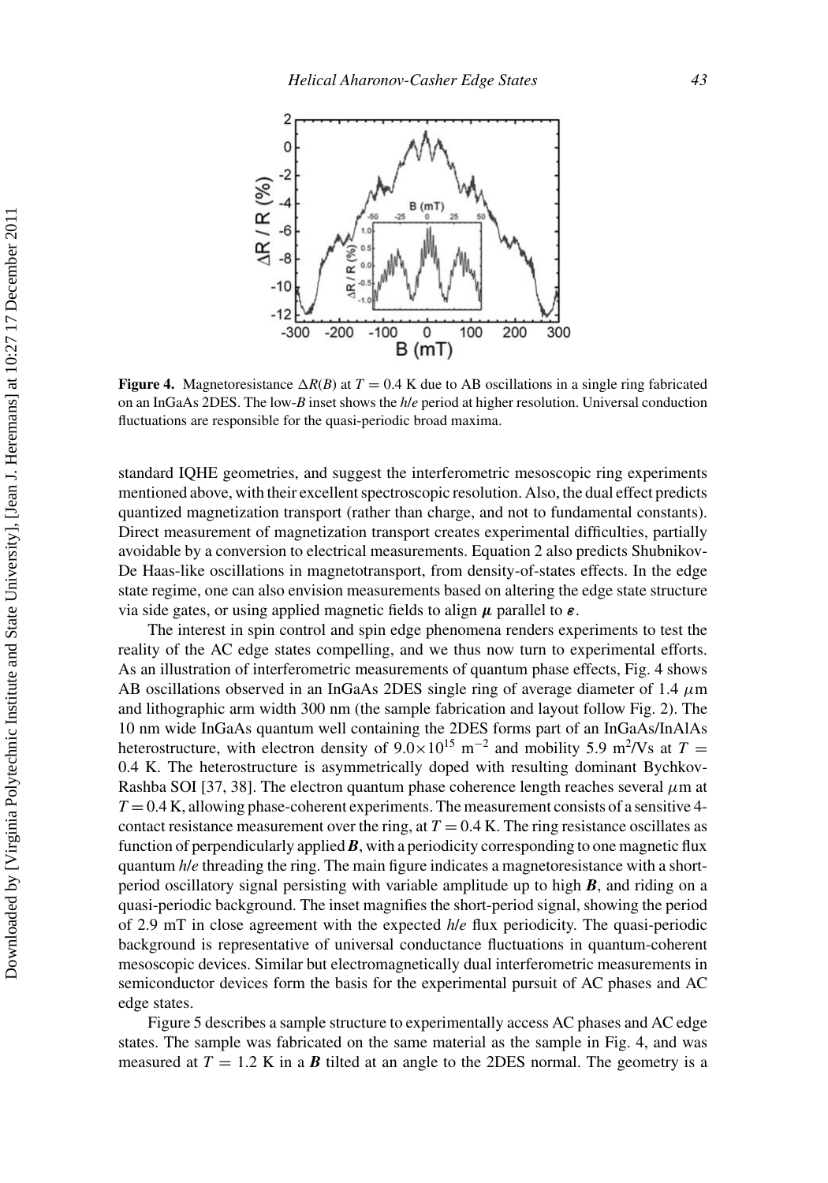**Figure 4.** Magnetoresistance $\Delta R(B)$ at $T = 0.4$ K due to AB oscillations in a single ring fabricated on an InGaAs 2DES. The low-$B$ inset shows the $h/e$ period at higher resolution. Universal conduction fluctuations are responsible for the quasi-periodic broad maxima.

standard IQHE geometries, and suggest the interferometric mesoscopic ring experiments mentioned above, with their excellent spectroscopic resolution. Also, the dual effect predicts quantized magnetization transport (rather than charge, and not to fundamental constants). Direct measurement of magnetization transport creates experimental difficulties, partially avoidable by a conversion to electrical measurements. Equation 2 also predicts Shubnikov-De Haas-like oscillations in magnetotransport, from density-of-states effects. In the edge state regime, one can also envision measurements based on altering the edge state structure via side gates, or using applied magnetic fields to align $\boldsymbol{\mu}$ parallel to $\boldsymbol{\varepsilon}$.

The interest in spin control and spin edge phenomena renders experiments to test the reality of the AC edge states compelling, and we thus now turn to experimental efforts. As an illustration of interferometric measurements of quantum phase effects, Fig. 4 shows AB oscillations observed in an InGaAs 2DES single ring of average diameter of 1.4 $\mu$m and lithographic arm width 300 nm (the sample fabrication and layout follow Fig. 2). The 10 nm wide InGaAs quantum well containing the 2DES forms part of an InGaAs/InAlAs heterostructure, with electron density of $9.0\times10^{15}$ m$^{-2}$ and mobility 5.9 m$^2$/Vs at $T = 0.4$ K. The heterostructure is asymmetrically doped with resulting dominant Bychkov-Rashba SOI [37, 38]. The electron quantum phase coherence length reaches several $\mu$m at $T = 0.4$ K, allowing phase-coherent experiments. The measurement consists of a sensitive 4-contact resistance measurement over the ring, at $T = 0.4$ K. The ring resistance oscillates as function of perpendicularly applied $\boldsymbol{B}$, with a periodicity corresponding to one magnetic flux quantum $h/e$ threading the ring. The main figure indicates a magnetoresistance with a short-period oscillatory signal persisting with variable amplitude up to high $\boldsymbol{B}$, and riding on a quasi-periodic background. The inset magnifies the short-period signal, showing the period of 2.9 mT in close agreement with the expected $h/e$ flux periodicity. The quasi-periodic background is representative of universal conductance fluctuations in quantum-coherent mesoscopic devices. Similar but electromagnetically dual interferometric measurements in semiconductor devices form the basis for the experimental pursuit of AC phases and AC edge states.

Figure 5 describes a sample structure to experimentally access AC phases and AC edge states. The sample was fabricated on the same material as the sample in Fig. 4, and was measured at $T = 1.2$ K in a $\boldsymbol{B}$ tilted at an angle to the 2DES normal. The geometry is a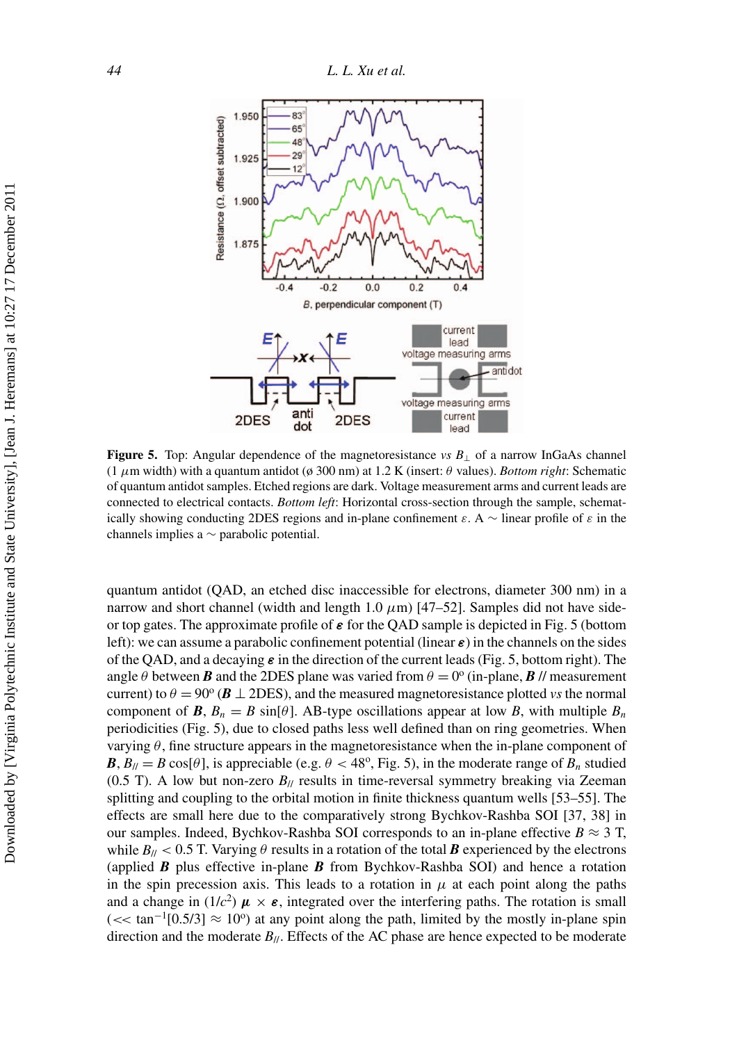**Figure 5.** Top: Angular dependence of the magnetoresistance *vs* $B_\perp$ of a narrow InGaAs channel (1 $\mu$m width) with a quantum antidot (ø 300 nm) at 1.2 K (insert: $\theta$ values). *Bottom right*: Schematic of quantum antidot samples. Etched regions are dark. Voltage measurement arms and current leads are connected to electrical contacts. *Bottom left*: Horizontal cross-section through the sample, schematically showing conducting 2DES regions and in-plane confinement $\varepsilon$. A ~ linear profile of $\varepsilon$ in the channels implies a ~ parabolic potential.

quantum antidot (QAD, an etched disc inaccessible for electrons, diameter 300 nm) in a narrow and short channel (width and length 1.0 $\mu$m) [47–52]. Samples did not have side- or top gates. The approximate profile of $\boldsymbol{\varepsilon}$ for the QAD sample is depicted in Fig. 5 (bottom left): we can assume a parabolic confinement potential (linear $\boldsymbol{\varepsilon}$) in the channels on the sides of the QAD, and a decaying $\boldsymbol{\varepsilon}$ in the direction of the current leads (Fig. 5, bottom right). The angle $\theta$ between $\boldsymbol{B}$ and the 2DES plane was varied from $\theta = 0^{\circ}$ (in-plane, $\boldsymbol{B}$ // measurement current) to $\theta = 90^{\circ}$ ($\boldsymbol{B} \perp$ 2DES), and the measured magnetoresistance plotted *vs* the normal component of $\boldsymbol{B}$, $B_n = B\,\sin[\theta]$. AB-type oscillations appear at low $B$, with multiple $B_n$ periodicities (Fig. 5), due to closed paths less well defined than on ring geometries. When varying $\theta$, fine structure appears in the magnetoresistance when the in-plane component of $\boldsymbol{B}$, $B_{//} = B\,\cos[\theta]$, is appreciable (e.g. $\theta < 48^{\circ}$, Fig. 5), in the moderate range of $B_n$ studied (0.5 T). A low but non-zero $B_{//}$ results in time-reversal symmetry breaking via Zeeman splitting and coupling to the orbital motion in finite thickness quantum wells [53–55]. The effects are small here due to the comparatively strong Bychkov-Rashba SOI [37, 38] in our samples. Indeed, Bychkov-Rashba SOI corresponds to an in-plane effective $B \approx 3$ T, while $B_{//} < 0.5$ T. Varying $\theta$ results in a rotation of the total $\boldsymbol{B}$ experienced by the electrons (applied $\boldsymbol{B}$ plus effective in-plane $\boldsymbol{B}$ from Bychkov-Rashba SOI) and hence a rotation in the spin precession axis. This leads to a rotation in $\mu$ at each point along the paths and a change in $(1/c^2)\ \boldsymbol{\mu} \times \boldsymbol{\varepsilon}$, integrated over the interfering paths. The rotation is small ($<<\tan^{-1}[0.5/3] \approx 10^{\circ}$) at any point along the path, limited by the mostly in-plane spin direction and the moderate $B_{//}$. Effects of the AC phase are hence expected to be moderate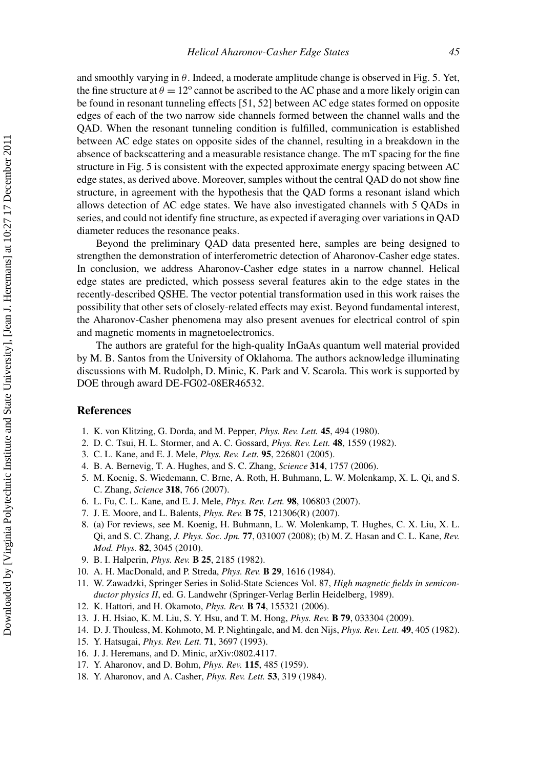and smoothly varying in $\theta$. Indeed, a moderate amplitude change is observed in Fig. 5. Yet, the fine structure at $\theta = 12^{o}$ cannot be ascribed to the AC phase and a more likely origin can be found in resonant tunneling effects [51, 52] between AC edge states formed on opposite edges of each of the two narrow side channels formed between the channel walls and the QAD. When the resonant tunneling condition is fulfilled, communication is established between AC edge states on opposite sides of the channel, resulting in a breakdown in the absence of backscattering and a measurable resistance change. The mT spacing for the fine structure in Fig. 5 is consistent with the expected approximate energy spacing between AC edge states, as derived above. Moreover, samples without the central QAD do not show fine structure, in agreement with the hypothesis that the QAD forms a resonant island which allows detection of AC edge states. We have also investigated channels with 5 QADs in series, and could not identify fine structure, as expected if averaging over variations in QAD diameter reduces the resonance peaks.

Beyond the preliminary QAD data presented here, samples are being designed to strengthen the demonstration of interferometric detection of Aharonov-Casher edge states. In conclusion, we address Aharonov-Casher edge states in a narrow channel. Helical edge states are predicted, which possess several features akin to the edge states in the recently-described QSHE. The vector potential transformation used in this work raises the possibility that other sets of closely-related effects may exist. Beyond fundamental interest, the Aharonov-Casher phenomena may also present avenues for electrical control of spin and magnetic moments in magnetoelectronics.

The authors are grateful for the high-quality InGaAs quantum well material provided by M. B. Santos from the University of Oklahoma. The authors acknowledge illuminating discussions with M. Rudolph, D. Minic, K. Park and V. Scarola. This work is supported by DOE through award DE-FG02-08ER46532.

## References

1. K. von Klitzing, G. Dorda, and M. Pepper, *Phys. Rev. Lett.* **45**, 494 (1980).
2. D. C. Tsui, H. L. Stormer, and A. C. Gossard, *Phys. Rev. Lett.* **48**, 1559 (1982).
3. C. L. Kane, and E. J. Mele, *Phys. Rev. Lett.* **95**, 226801 (2005).
4. B. A. Bernevig, T. A. Hughes, and S. C. Zhang, *Science* **314**, 1757 (2006).
5. M. Koenig, S. Wiedemann, C. Brne, A. Roth, H. Buhmann, L. W. Molenkamp, X. L. Qi, and S. C. Zhang, *Science* **318**, 766 (2007).
6. L. Fu, C. L. Kane, and E. J. Mele, *Phys. Rev. Lett.* **98**, 106803 (2007).
7. J. E. Moore, and L. Balents, *Phys. Rev.* **B 75**, 121306(R) (2007).
8. (a) For reviews, see M. Koenig, H. Buhmann, L. W. Molenkamp, T. Hughes, C. X. Liu, X. L. Qi, and S. C. Zhang, *J. Phys. Soc. Jpn.* **77**, 031007 (2008); (b) M. Z. Hasan and C. L. Kane, *Rev. Mod. Phys.* **82**, 3045 (2010).
9. B. I. Halperin, *Phys. Rev.* **B 25**, 2185 (1982).
10. A. H. MacDonald, and P. Streda, *Phys. Rev.* **B 29**, 1616 (1984).
11. W. Zawadzki, Springer Series in Solid-State Sciences Vol. 87, *High magnetic fields in semiconductor physics II*, ed. G. Landwehr (Springer-Verlag Berlin Heidelberg, 1989).
12. K. Hattori, and H. Okamoto, *Phys. Rev.* **B 74**, 155321 (2006).
13. J. H. Hsiao, K. M. Liu, S. Y. Hsu, and T. M. Hong, *Phys. Rev.* **B 79**, 033304 (2009).
14. D. J. Thouless, M. Kohmoto, M. P. Nightingale, and M. den Nijs, *Phys. Rev. Lett.* **49**, 405 (1982).
15. Y. Hatsugai, *Phys. Rev. Lett.* **71**, 3697 (1993).
16. J. J. Heremans, and D. Minic, arXiv:0802.4117.
17. Y. Aharonov, and D. Bohm, *Phys. Rev.* **115**, 485 (1959).
18. Y. Aharonov, and A. Casher, *Phys. Rev. Lett.* **53**, 319 (1984).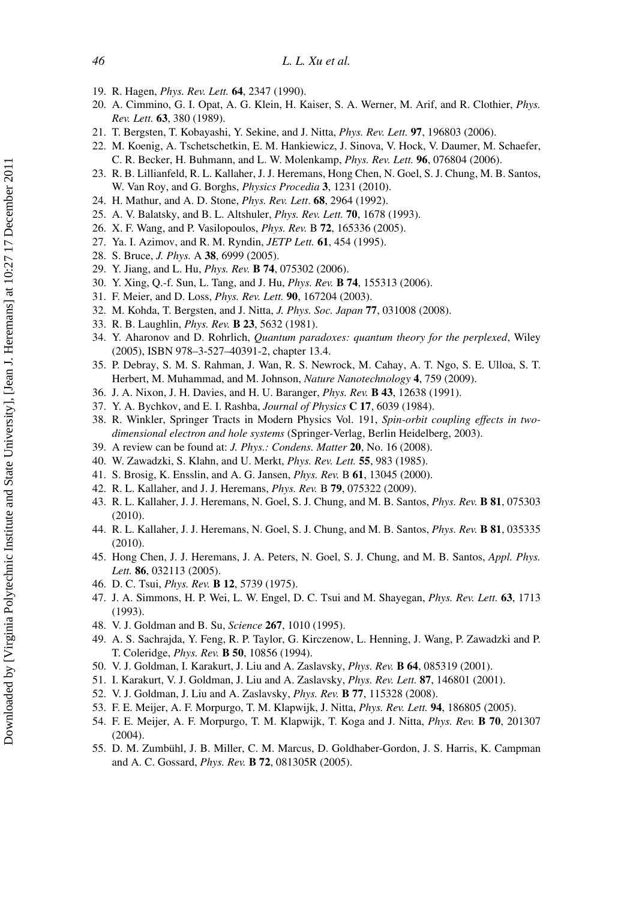19. R. Hagen, *Phys. Rev. Lett.* **64**, 2347 (1990).
20. A. Cimmino, G. I. Opat, A. G. Klein, H. Kaiser, S. A. Werner, M. Arif, and R. Clothier, *Phys. Rev. Lett.* **63**, 380 (1989).
21. T. Bergsten, T. Kobayashi, Y. Sekine, and J. Nitta, *Phys. Rev. Lett.* **97**, 196803 (2006).
22. M. Koenig, A. Tschetschetkin, E. M. Hankiewicz, J. Sinova, V. Hock, V. Daumer, M. Schaefer, C. R. Becker, H. Buhmann, and L. W. Molenkamp, *Phys. Rev. Lett.* **96**, 076804 (2006).
23. R. B. Lillianfeld, R. L. Kallaher, J. J. Heremans, Hong Chen, N. Goel, S. J. Chung, M. B. Santos, W. Van Roy, and G. Borghs, *Physics Procedia* **3**, 1231 (2010).
24. H. Mathur, and A. D. Stone, *Phys. Rev. Lett*. **68**, 2964 (1992).
25. A. V. Balatsky, and B. L. Altshuler, *Phys. Rev. Lett.* **70**, 1678 (1993).
26. X. F. Wang, and P. Vasilopoulos, *Phys. Rev.* B **72**, 165336 (2005).
27. Ya. I. Azimov, and R. M. Ryndin, *JETP Lett.* **61**, 454 (1995).
28. S. Bruce, *J. Phys.* A **38**, 6999 (2005).
29. Y. Jiang, and L. Hu, *Phys. Rev.* **B 74**, 075302 (2006).
30. Y. Xing, Q.-f. Sun, L. Tang, and J. Hu, *Phys. Rev.* **B 74**, 155313 (2006).
31. F. Meier, and D. Loss, *Phys. Rev. Lett.* **90**, 167204 (2003).
32. M. Kohda, T. Bergsten, and J. Nitta, *J. Phys. Soc. Japan* **77**, 031008 (2008).
33. R. B. Laughlin, *Phys. Rev.* **B 23**, 5632 (1981).
34. Y. Aharonov and D. Rohrlich, *Quantum paradoxes: quantum theory for the perplexed*, Wiley (2005), ISBN 978–3-527–40391-2, chapter 13.4.
35. P. Debray, S. M. S. Rahman, J. Wan, R. S. Newrock, M. Cahay, A. T. Ngo, S. E. Ulloa, S. T. Herbert, M. Muhammad, and M. Johnson, *Nature Nanotechnology* **4**, 759 (2009).
36. J. A. Nixon, J. H. Davies, and H. U. Baranger, *Phys. Rev.* **B 43**, 12638 (1991).
37. Y. A. Bychkov, and E. I. Rashba, *Journal of Physics* **C 17**, 6039 (1984).
38. R. Winkler, Springer Tracts in Modern Physics Vol. 191, *Spin-orbit coupling effects in two-dimensional electron and hole systems* (Springer-Verlag, Berlin Heidelberg, 2003).
39. A review can be found at: *J. Phys.: Condens. Matter* **20**, No. 16 (2008).
40. W. Zawadzki, S. Klahn, and U. Merkt, *Phys. Rev. Lett.* **55**, 983 (1985).
41. S. Brosig, K. Ensslin, and A. G. Jansen, *Phys. Rev.* B **61**, 13045 (2000).
42. R. L. Kallaher, and J. J. Heremans, *Phys. Rev.* B **79**, 075322 (2009).
43. R. L. Kallaher, J. J. Heremans, N. Goel, S. J. Chung, and M. B. Santos, *Phys. Rev.* **B 81**, 075303 (2010).
44. R. L. Kallaher, J. J. Heremans, N. Goel, S. J. Chung, and M. B. Santos, *Phys. Rev.* **B 81**, 035335 (2010).
45. Hong Chen, J. J. Heremans, J. A. Peters, N. Goel, S. J. Chung, and M. B. Santos, *Appl. Phys. Lett.* **86**, 032113 (2005).
46. D. C. Tsui, *Phys. Rev.* **B 12**, 5739 (1975).
47. J. A. Simmons, H. P. Wei, L. W. Engel, D. C. Tsui and M. Shayegan, *Phys. Rev. Lett.* **63**, 1713 (1993).
48. V. J. Goldman and B. Su, *Science* **267**, 1010 (1995).
49. A. S. Sachrajda, Y. Feng, R. P. Taylor, G. Kirczenow, L. Henning, J. Wang, P. Zawadzki and P. T. Coleridge, *Phys. Rev.* **B 50**, 10856 (1994).
50. V. J. Goldman, I. Karakurt, J. Liu and A. Zaslavsky, *Phys. Rev.* **B 64**, 085319 (2001).
51. I. Karakurt, V. J. Goldman, J. Liu and A. Zaslavsky, *Phys. Rev. Lett.* **87**, 146801 (2001).
52. V. J. Goldman, J. Liu and A. Zaslavsky, *Phys. Rev.* **B 77**, 115328 (2008).
53. F. E. Meijer, A. F. Morpurgo, T. M. Klapwijk, J. Nitta, *Phys. Rev. Lett.* **94**, 186805 (2005).
54. F. E. Meijer, A. F. Morpurgo, T. M. Klapwijk, T. Koga and J. Nitta, *Phys. Rev.* **B 70**, 201307 (2004).
55. D. M. Zumbühl, J. B. Miller, C. M. Marcus, D. Goldhaber-Gordon, J. S. Harris, K. Campman and A. C. Gossard, *Phys. Rev.* **B 72**, 081305R (2005).